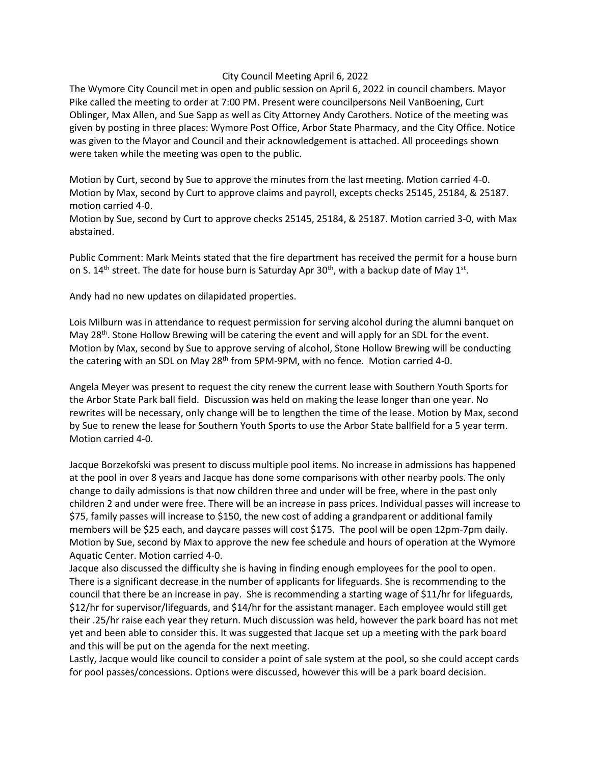# City Council Meeting April 6, 2022

The Wymore City Council met in open and public session on April 6, 2022 in council chambers. Mayor Pike called the meeting to order at 7:00 PM. Present were councilpersons Neil VanBoening, Curt Oblinger, Max Allen, and Sue Sapp as well as City Attorney Andy Carothers. Notice of the meeting was given by posting in three places: Wymore Post Office, Arbor State Pharmacy, and the City Office. Notice was given to the Mayor and Council and their acknowledgement is attached. All proceedings shown were taken while the meeting was open to the public.

Motion by Curt, second by Sue to approve the minutes from the last meeting. Motion carried 4-0.
Motion by Max, second by Curt to approve claims and payroll, excepts checks 25145, 25184, & 25187. motion carried 4-0.
Motion by Sue, second by Curt to approve checks 25145, 25184, & 25187. Motion carried 3-0, with Max abstained.

Public Comment: Mark Meints stated that the fire department has received the permit for a house burn on S. 14th street. The date for house burn is Saturday Apr 30th, with a backup date of May 1st.

Andy had no new updates on dilapidated properties.

Lois Milburn was in attendance to request permission for serving alcohol during the alumni banquet on May 28th. Stone Hollow Brewing will be catering the event and will apply for an SDL for the event. Motion by Max, second by Sue to approve serving of alcohol, Stone Hollow Brewing will be conducting the catering with an SDL on May 28th from 5PM-9PM, with no fence. Motion carried 4-0.

Angela Meyer was present to request the city renew the current lease with Southern Youth Sports for the Arbor State Park ball field. Discussion was held on making the lease longer than one year. No rewrites will be necessary, only change will be to lengthen the time of the lease. Motion by Max, second by Sue to renew the lease for Southern Youth Sports to use the Arbor State ballfield for a 5 year term. Motion carried 4-0.

Jacque Borzekofski was present to discuss multiple pool items. No increase in admissions has happened at the pool in over 8 years and Jacque has done some comparisons with other nearby pools. The only change to daily admissions is that now children three and under will be free, where in the past only children 2 and under were free. There will be an increase in pass prices. Individual passes will increase to $75, family passes will increase to $150, the new cost of adding a grandparent or additional family members will be $25 each, and daycare passes will cost $175. The pool will be open 12pm-7pm daily. Motion by Sue, second by Max to approve the new fee schedule and hours of operation at the Wymore Aquatic Center. Motion carried 4-0.
Jacque also discussed the difficulty she is having in finding enough employees for the pool to open. There is a significant decrease in the number of applicants for lifeguards. She is recommending to the council that there be an increase in pay. She is recommending a starting wage of $11/hr for lifeguards, $12/hr for supervisor/lifeguards, and $14/hr for the assistant manager. Each employee would still get their .25/hr raise each year they return. Much discussion was held, however the park board has not met yet and been able to consider this. It was suggested that Jacque set up a meeting with the park board and this will be put on the agenda for the next meeting.
Lastly, Jacque would like council to consider a point of sale system at the pool, so she could accept cards for pool passes/concessions. Options were discussed, however this will be a park board decision.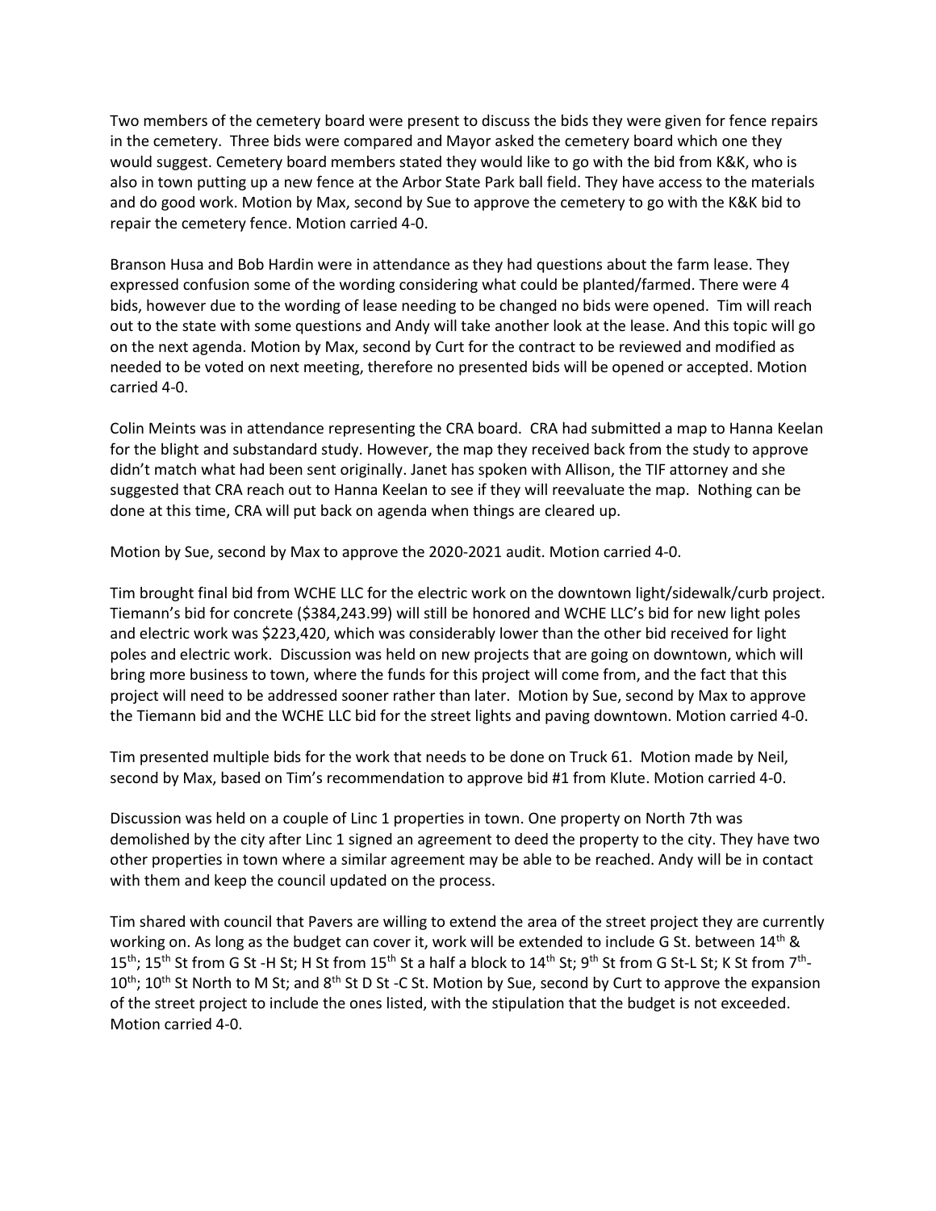Two members of the cemetery board were present to discuss the bids they were given for fence repairs in the cemetery. Three bids were compared and Mayor asked the cemetery board which one they would suggest. Cemetery board members stated they would like to go with the bid from K&K, who is also in town putting up a new fence at the Arbor State Park ball field. They have access to the materials and do good work. Motion by Max, second by Sue to approve the cemetery to go with the K&K bid to repair the cemetery fence. Motion carried 4-0.

Branson Husa and Bob Hardin were in attendance as they had questions about the farm lease. They expressed confusion some of the wording considering what could be planted/farmed. There were 4 bids, however due to the wording of lease needing to be changed no bids were opened. Tim will reach out to the state with some questions and Andy will take another look at the lease. And this topic will go on the next agenda. Motion by Max, second by Curt for the contract to be reviewed and modified as needed to be voted on next meeting, therefore no presented bids will be opened or accepted. Motion carried 4-0.

Colin Meints was in attendance representing the CRA board. CRA had submitted a map to Hanna Keelan for the blight and substandard study. However, the map they received back from the study to approve didn't match what had been sent originally. Janet has spoken with Allison, the TIF attorney and she suggested that CRA reach out to Hanna Keelan to see if they will reevaluate the map. Nothing can be done at this time, CRA will put back on agenda when things are cleared up.

Motion by Sue, second by Max to approve the 2020-2021 audit. Motion carried 4-0.

Tim brought final bid from WCHE LLC for the electric work on the downtown light/sidewalk/curb project. Tiemann's bid for concrete ($384,243.99) will still be honored and WCHE LLC's bid for new light poles and electric work was $223,420, which was considerably lower than the other bid received for light poles and electric work. Discussion was held on new projects that are going on downtown, which will bring more business to town, where the funds for this project will come from, and the fact that this project will need to be addressed sooner rather than later. Motion by Sue, second by Max to approve the Tiemann bid and the WCHE LLC bid for the street lights and paving downtown. Motion carried 4-0.

Tim presented multiple bids for the work that needs to be done on Truck 61. Motion made by Neil, second by Max, based on Tim's recommendation to approve bid #1 from Klute. Motion carried 4-0.

Discussion was held on a couple of Linc 1 properties in town. One property on North 7th was demolished by the city after Linc 1 signed an agreement to deed the property to the city. They have two other properties in town where a similar agreement may be able to be reached. Andy will be in contact with them and keep the council updated on the process.

Tim shared with council that Pavers are willing to extend the area of the street project they are currently working on. As long as the budget can cover it, work will be extended to include G St. between 14th & 15th; 15th St from G St -H St; H St from 15th St a half a block to 14th St; 9th St from G St-L St; K St from 7th-10th; 10th St North to M St; and 8th St D St -C St. Motion by Sue, second by Curt to approve the expansion of the street project to include the ones listed, with the stipulation that the budget is not exceeded. Motion carried 4-0.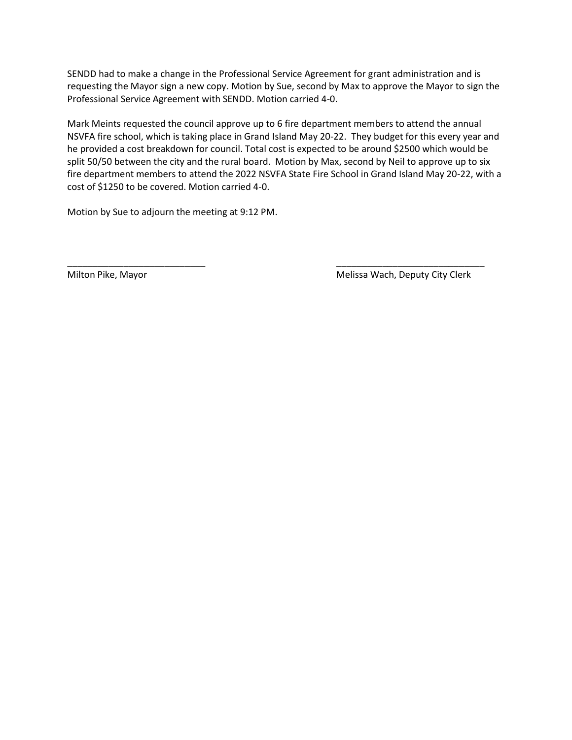SENDD had to make a change in the Professional Service Agreement for grant administration and is requesting the Mayor sign a new copy. Motion by Sue, second by Max to approve the Mayor to sign the Professional Service Agreement with SENDD. Motion carried 4-0.

Mark Meints requested the council approve up to 6 fire department members to attend the annual NSVFA fire school, which is taking place in Grand Island May 20-22. They budget for this every year and he provided a cost breakdown for council. Total cost is expected to be around $2500 which would be split 50/50 between the city and the rural board. Motion by Max, second by Neil to approve up to six fire department members to attend the 2022 NSVFA State Fire School in Grand Island May 20-22, with a cost of $1250 to be covered. Motion carried 4-0.

Motion by Sue to adjourn the meeting at 9:12 PM.

___________________________
Milton Pike, Mayor

______________________________
Melissa Wach, Deputy City Clerk